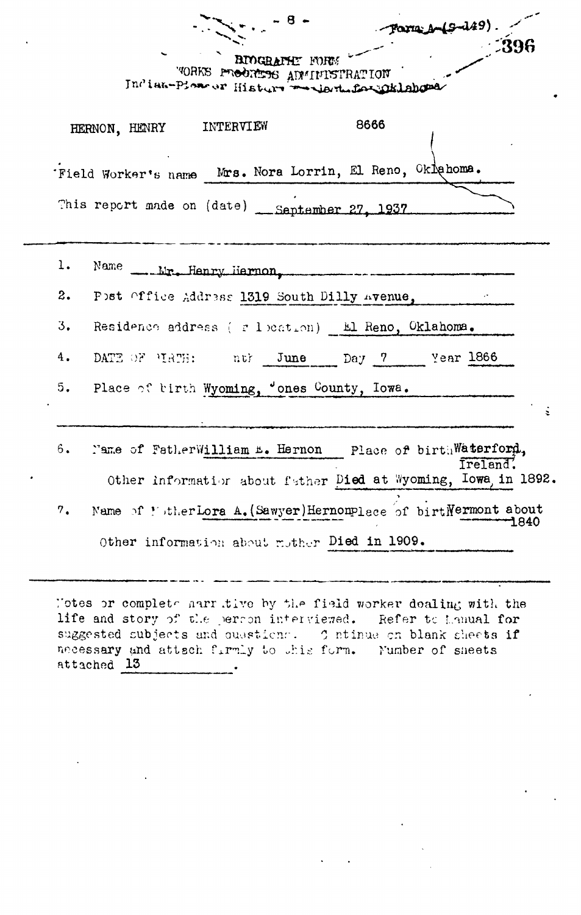Form A-(S-149)

396

BIOGRAPHY FORM
WORKS PROGRESS ADMINISTRATION
Indian-Pioneer History Project for Oklahoma

HERNON, HENRY INTERVIEW 8666

Field Worker's name Mrs. Nora Lorrin, El Reno, Oklahoma.

This report made on (date) September 27, 1937

1. Name Mr. Henry Hernon,
2. Post Office Address 1319 South Dilly Avenue,
3. Residence address (or location) El Reno, Oklahoma.
4. DATE OF BIRTH: Month June Day 7 Year 1866
5. Place of birth Wyoming, Jones County, Iowa.

6. Name of Father William E. Hernon Place of birth Waterford, Ireland.
   Other information about father Died at Wyoming, Iowa, in 1892.
7. Name of Mother Lora A. (Sawyer) Hernon Place of birth Vermont about 1840
   Other information about mother Died in 1909.

Notes or complete narrative by the field worker dealing with the life and story of the person interviewed. Refer to Manual for suggested subjects and questions. Continue on blank sheets if necessary and attach firmly to this form. Number of sheets attached 13.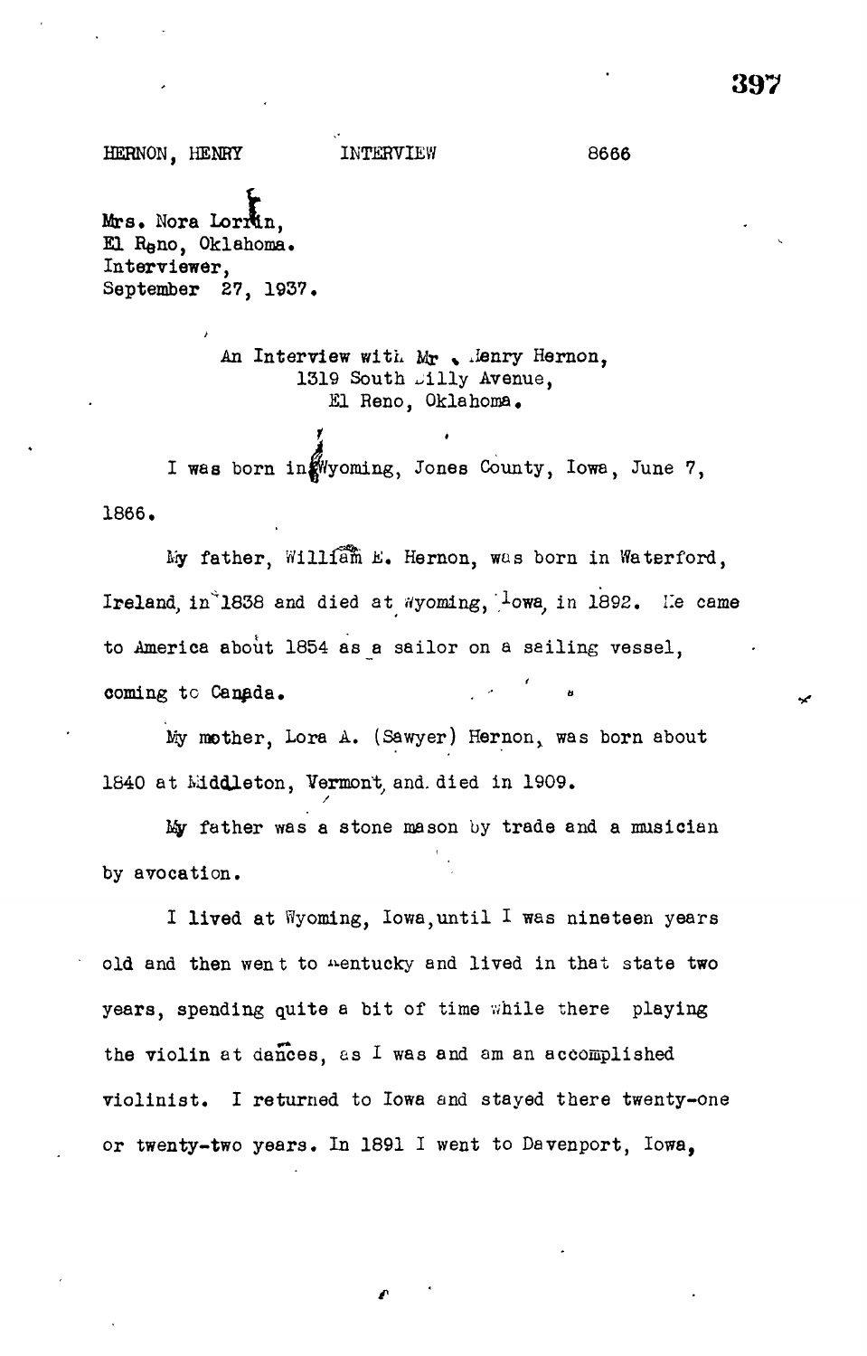HERNON, HENRY INTERVIEW 8666

Mrs. Nora Lorrin,
El Reno, Oklahoma.
Interviewer,
September 27, 1937.

An Interview with Mr. Henry Hernon,
1319 South Lilly Avenue,
El Reno, Oklahoma.

I was born in Wyoming, Jones County, Iowa, June 7, 1866.

My father, William E. Hernon, was born in Waterford, Ireland, in 1838 and died at Wyoming, Iowa, in 1892. He came to America about 1854 as a sailor on a sailing vessel, coming to Canada.

My mother, Lora A. (Sawyer) Hernon, was born about 1840 at Middleton, Vermont, and died in 1909.

My father was a stone mason by trade and a musician by avocation.

I lived at Wyoming, Iowa, until I was nineteen years old and then went to Kentucky and lived in that state two years, spending quite a bit of time while there playing the violin at dances, as I was and am an accomplished violinist. I returned to Iowa and stayed there twenty-one or twenty-two years. In 1891 I went to Davenport, Iowa,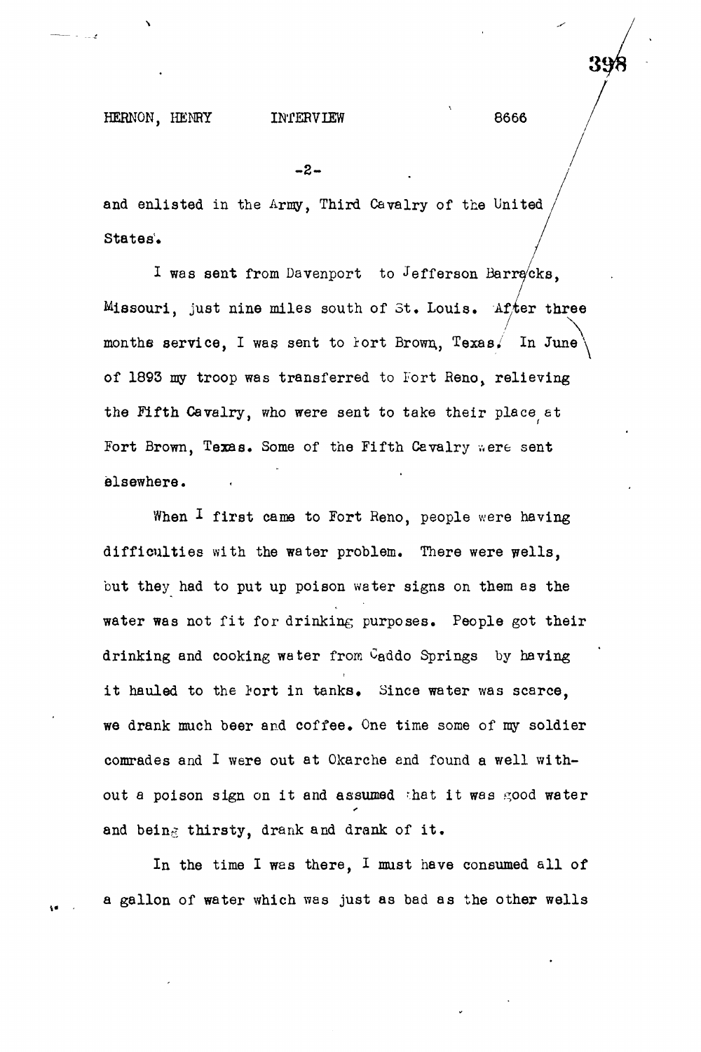and enlisted in the Army, Third Cavalry of the United States.

I was sent from Davenport to Jefferson Barracks, Missouri, just nine miles south of St. Louis. After three months service, I was sent to Fort Brown, Texas. In June of 1893 my troop was transferred to Fort Reno, relieving the Fifth Cavalry, who were sent to take their place at Fort Brown, Texas. Some of the Fifth Cavalry were sent elsewhere.

When I first came to Fort Reno, people were having difficulties with the water problem. There were wells, but they had to put up poison water signs on them as the water was not fit for drinking purposes. People got their drinking and cooking water from Caddo Springs by having it hauled to the Fort in tanks. Since water was scarce, we drank much beer and coffee. One time some of my soldier comrades and I were out at Okarche and found a well without a poison sign on it and assumed that it was good water and being thirsty, drank and drank of it.

In the time I was there, I must have consumed all of a gallon of water which was just as bad as the other wells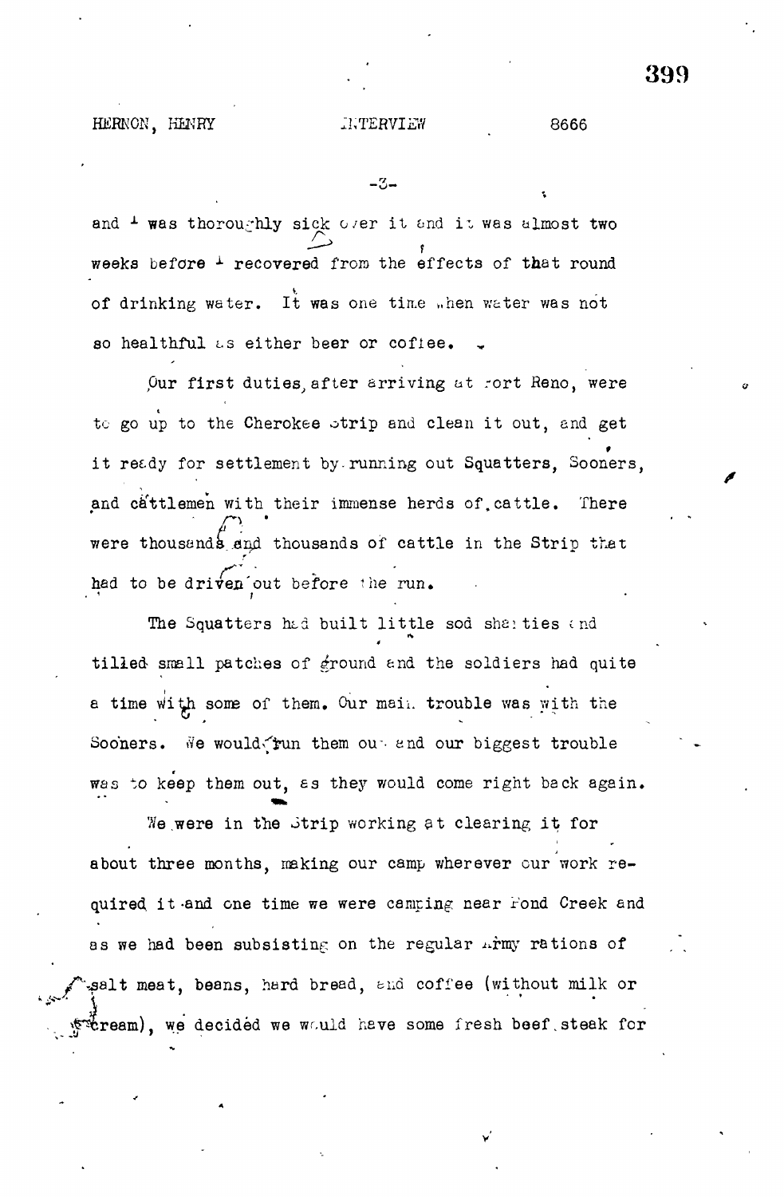and I was thoroughly sick over it and it was almost two weeks before I recovered from the effects of that round of drinking water. It was one time when water was not so healthful as either beer or coffee.

Our first duties, after arriving at Fort Reno, were to go up to the Cherokee Strip and clean it out, and get it ready for settlement by running out Squatters, Sooners, and cattlemen with their immense herds of cattle. There were thousands and thousands of cattle in the Strip that had to be driven out before the run.

The Squatters had built little sod shanties and tilled small patches of ground and the soldiers had quite a time with some of them. Our main trouble was with the Sooners. We would run them out and our biggest trouble was to keep them out, as they would come right back again.

We were in the Strip working at clearing it for about three months, making our camp wherever our work required it and one time we were camping near Pond Creek and as we had been subsisting on the regular Army rations of salt meat, beans, hard bread, and coffee (without milk or cream), we decided we would have some fresh beef steak for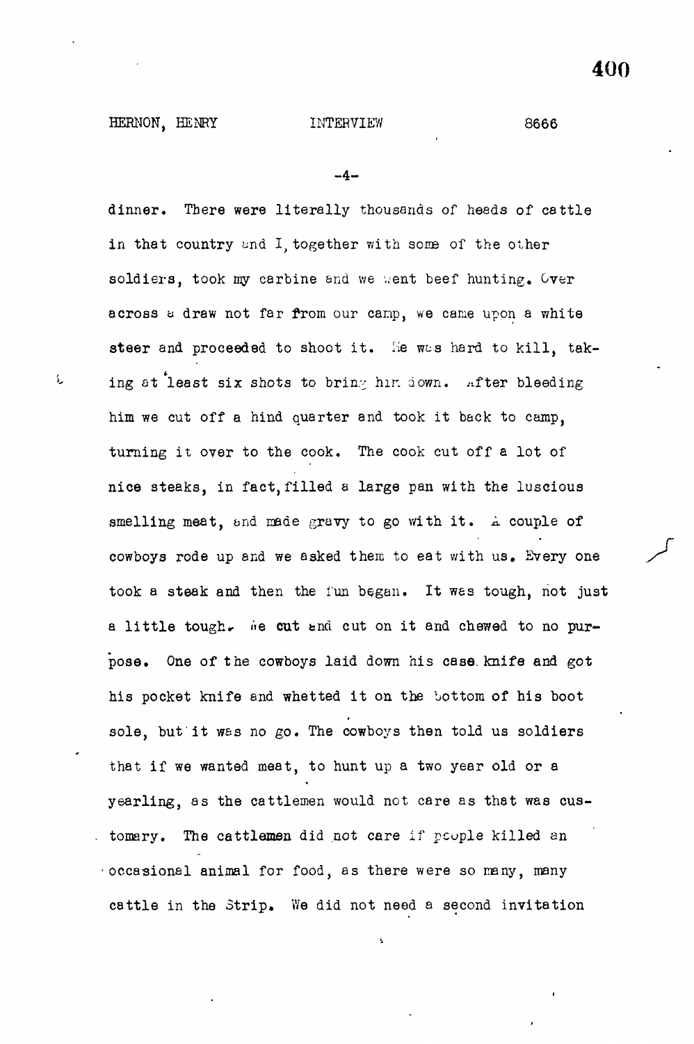dinner. There were literally thousands of heads of cattle in that country and I, together with some of the other soldiers, took my carbine and we went beef hunting. Over across a draw not far from our camp, we came upon a white steer and proceeded to shoot it. He was hard to kill, taking at least six shots to bring him down. After bleeding him we cut off a hind quarter and took it back to camp, turning it over to the cook. The cook cut off a lot of nice steaks, in fact, filled a large pan with the luscious smelling meat, and made gravy to go with it. A couple of cowboys rode up and we asked them to eat with us. Every one took a steak and then the fun began. It was tough, not just a little tough. We cut and cut on it and chewed to no purpose. One of the cowboys laid down his case knife and got his pocket knife and whetted it on the bottom of his boot sole, but it was no go. The cowboys then told us soldiers that if we wanted meat, to hunt up a two year old or a yearling, as the cattlemen would not care as that was customary. The cattlemen did not care if people killed an occasional animal for food, as there were so many, many cattle in the Strip. We did not need a second invitation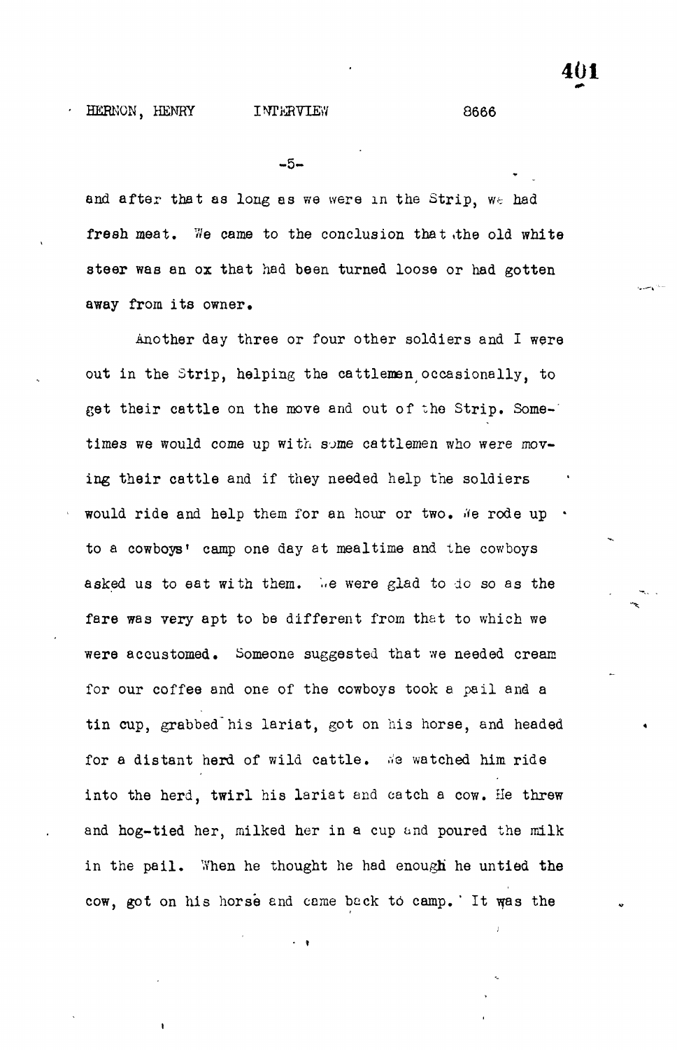and after that as long as we were in the Strip, we had fresh meat. We came to the conclusion that the old white steer was an ox that had been turned loose or had gotten away from its owner.

Another day three or four other soldiers and I were out in the Strip, helping the cattlemen occasionally, to get their cattle on the move and out of the Strip. Sometimes we would come up with some cattlemen who were moving their cattle and if they needed help the soldiers would ride and help them for an hour or two. We rode up to a cowboys' camp one day at mealtime and the cowboys asked us to eat with them. We were glad to do so as the fare was very apt to be different from that to which we were accustomed. Someone suggested that we needed cream for our coffee and one of the cowboys took a pail and a tin cup, grabbed his lariat, got on his horse, and headed for a distant herd of wild cattle. We watched him ride into the herd, twirl his lariat and catch a cow. He threw and hog-tied her, milked her in a cup and poured the milk in the pail. When he thought he had enough he untied the cow, got on his horse and came back to camp. It was the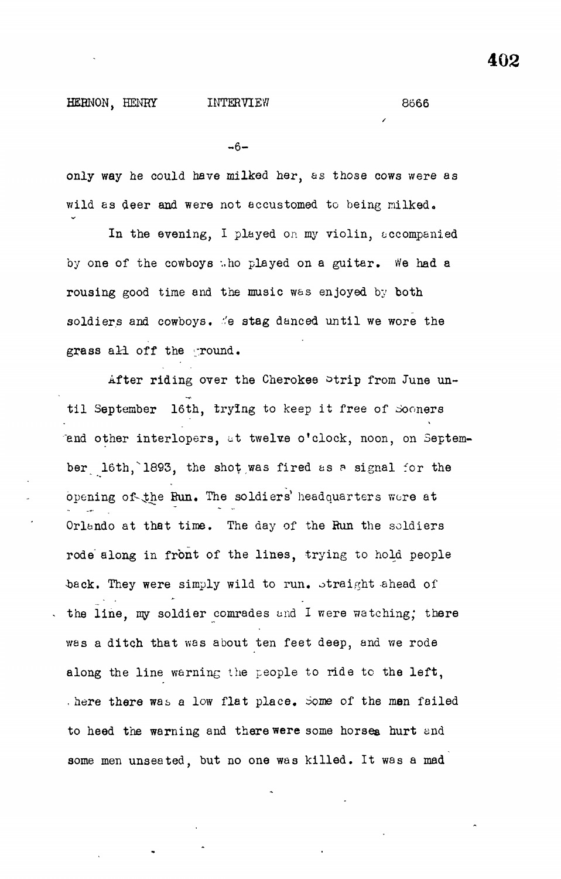only way he could have milked her, as those cows were as wild as deer and were not accustomed to being milked.

In the evening, I played on my violin, accompanied by one of the cowboys who played on a guitar. We had a rousing good time and the music was enjoyed by both soldiers and cowboys. We stag danced until we wore the grass all off the ground.

After riding over the Cherokee Strip from June until September 16th, trying to keep it free of Sooners and other interlopers, at twelve o'clock, noon, on September 16th, 1893, the shot was fired as a signal for the opening of the Run. The soldiers' headquarters were at Orlando at that time. The day of the Run the soldiers rode along in front of the lines, trying to hold people back. They were simply wild to run. Straight ahead of the line, my soldier comrades and I were watching; there was a ditch that was about ten feet deep, and we rode along the line warning the people to ride to the left, where there was a low flat place. Some of the men failed to heed the warning and there were some horses hurt and some men unseated, but no one was killed. It was a mad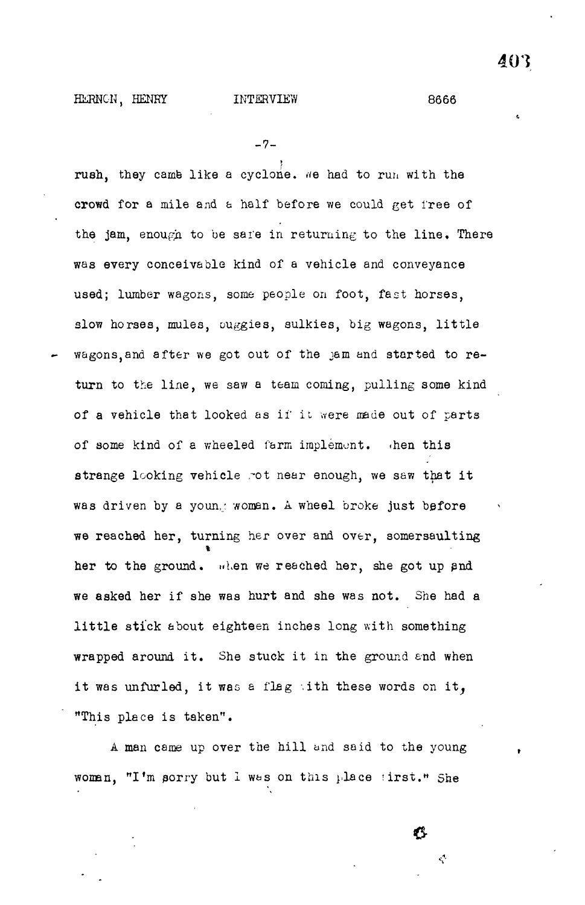rush, they came like a cyclone. We had to run with the crowd for a mile and a half before we could get free of the jam, enough to be safe in returning to the line. There was every conceivable kind of a vehicle and conveyance used; lumber wagons, some people on foot, fast horses, slow horses, mules, buggies, sulkies, big wagons, little wagons, and after we got out of the jam and started to return to the line, we saw a team coming, pulling some kind of a vehicle that looked as if it were made out of parts of some kind of a wheeled farm implement. When this strange looking vehicle got near enough, we saw that it was driven by a young woman. A wheel broke just before we reached her, turning her over and over, somersaulting her to the ground. When we reached her, she got up and we asked her if she was hurt and she was not. She had a little stick about eighteen inches long with something wrapped around it. She stuck it in the ground and when it was unfurled, it was a flag with these words on it, "This place is taken".

A man came up over the hill and said to the young woman, "I'm sorry but I was on this place first." She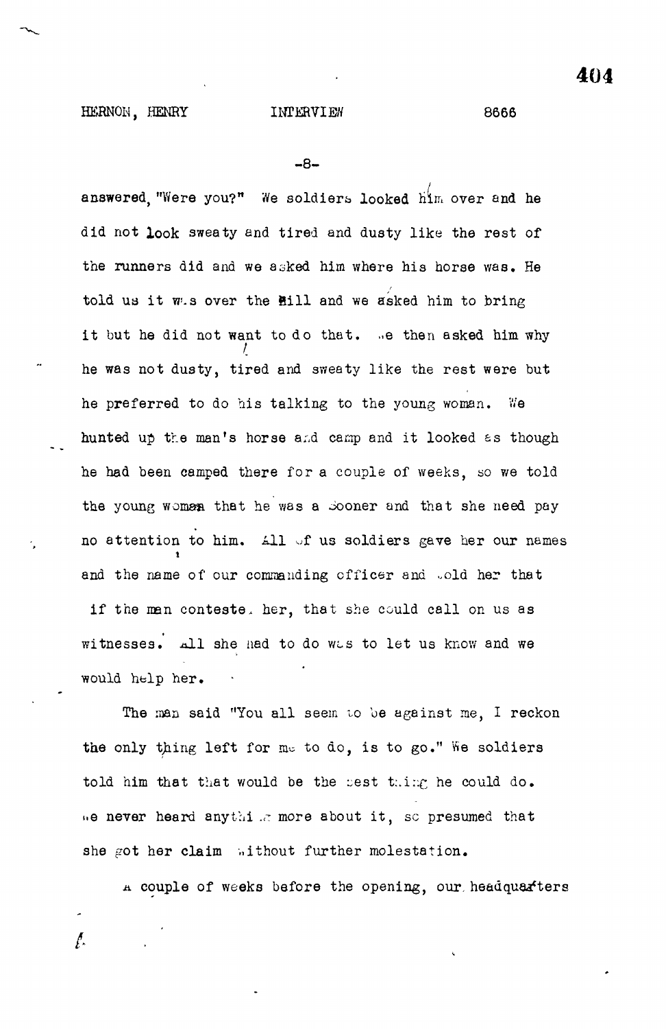answered, "Were you?" We soldiers looked him over and he did not look sweaty and tired and dusty like the rest of the runners did and we asked him where his horse was. He told us it was over the hill and we asked him to bring it but he did not want to do that. We then asked him why he was not dusty, tired and sweaty like the rest were but he preferred to do his talking to the young woman. We hunted up the man's horse and camp and it looked as though he had been camped there for a couple of weeks, so we told the young woman that he was a Sooner and that she need pay no attention to him. All of us soldiers gave her our names and the name of our commanding officer and told her that if the man contested her, that she could call on us as witnesses. All she had to do was to let us know and we would help her.

The man said "You all seem to be against me, I reckon the only thing left for me to do, is to go." We soldiers told him that that would be the best thing he could do. We never heard anything more about it, so presumed that she got her claim without further molestation.

A couple of weeks before the opening, our headquarters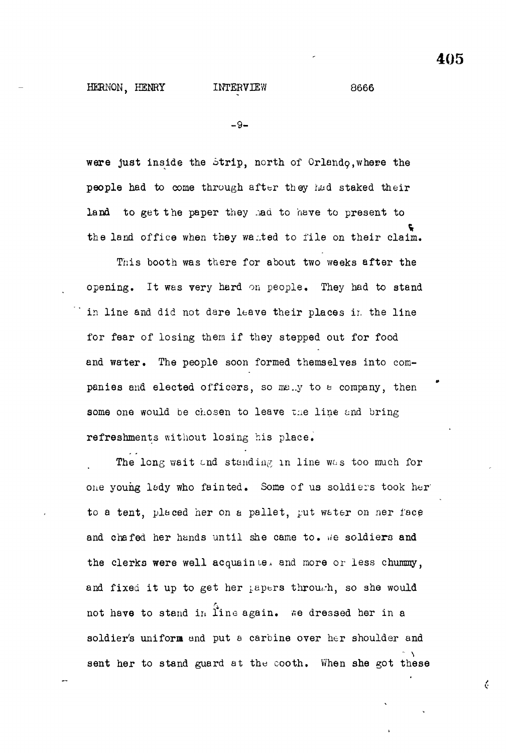were just inside the Strip, north of Orlando, where the people had to come through after they had staked their land to get the paper they had to have to present to the land office when they wanted to file on their claim.

This booth was there for about two weeks after the opening. It was very hard on people. They had to stand in line and did not dare leave their places in the line for fear of losing them if they stepped out for food and water. The people soon formed themselves into companies and elected officers, so many to a company, then some one would be chosen to leave the line and bring refreshments without losing his place.

The long wait and standing in line was too much for one young lady who fainted. Some of us soldiers took her to a tent, placed her on a pallet, put water on her face and chafed her hands until she came to. We soldiers and the clerks were well acquainted and more or less chummy, and fixed it up to get her papers through, so she would not have to stand in line again. We dressed her in a soldier's uniform and put a carbine over her shoulder and sent her to stand guard at the booth. When she got these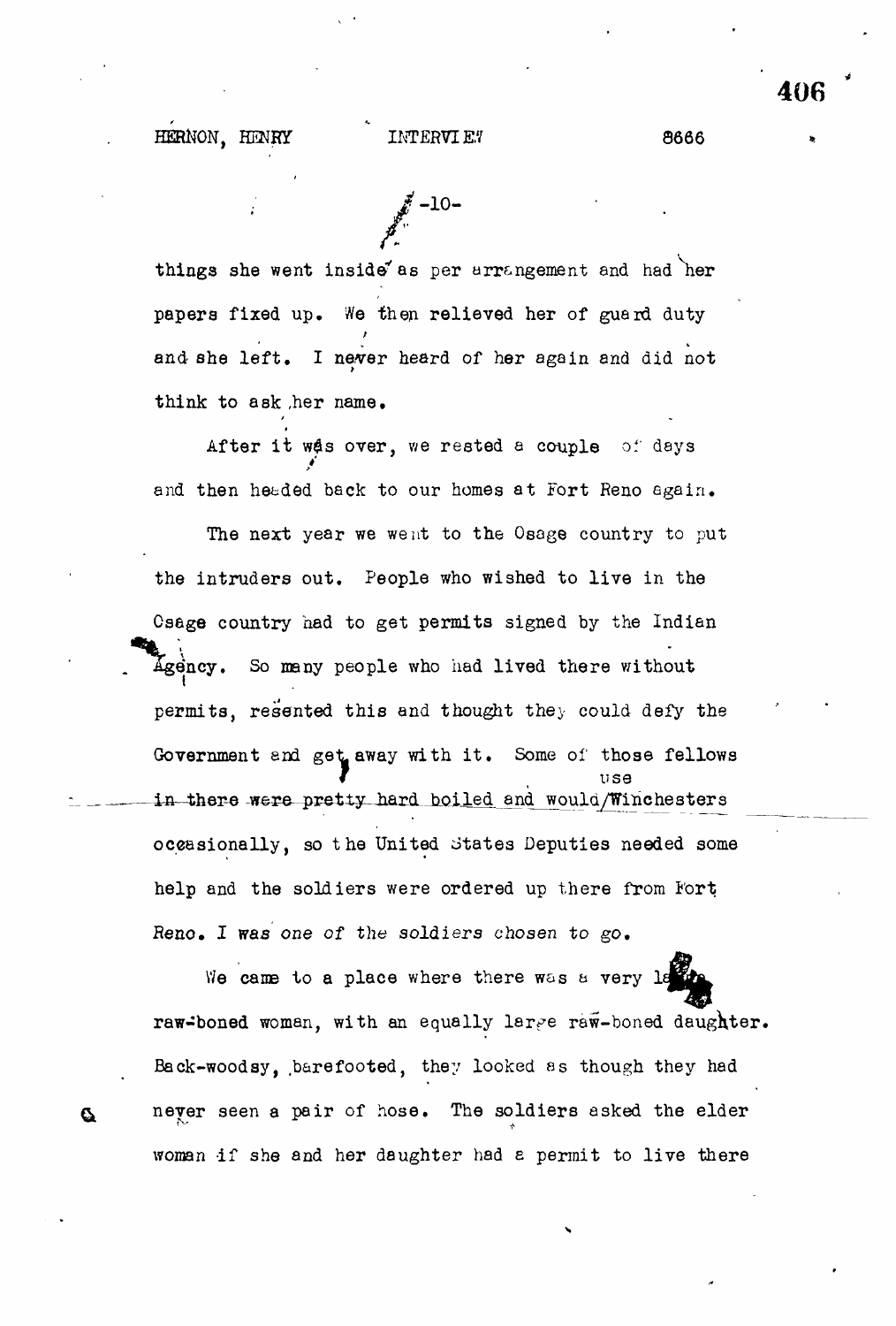things she went inside as per arrangement and had her papers fixed up. We then relieved her of guard duty and she left. I never heard of her again and did not think to ask her name.

After it was over, we rested a couple of days and then headed back to our homes at Fort Reno again.

The next year we went to the Osage country to put the intruders out. People who wished to live in the Osage country had to get permits signed by the Indian Agency. So many people who had lived there without permits, resented this and thought they could defy the Government and get away with it. Some of those fellows in there were pretty hard boiled and would use Winchesters occasionally, so the United States Deputies needed some help and the soldiers were ordered up there from Fort Reno. I was one of the soldiers chosen to go.

We came to a place where there was a very large raw-boned woman, with an equally large raw-boned daughter. Back-woodsy, barefooted, they looked as though they had never seen a pair of hose. The soldiers asked the elder woman if she and her daughter had a permit to live there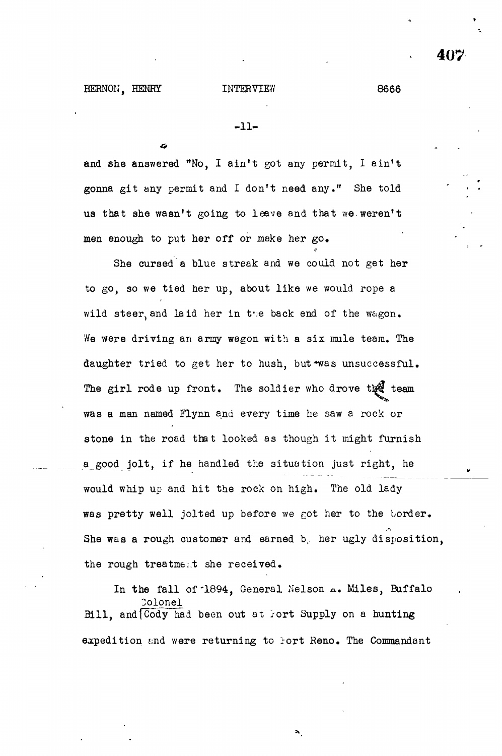and she answered "No, I ain't got any permit, I ain't gonna git any permit and I don't need any." She told us that she wasn't going to leave and that we weren't men enough to put her off or make her go.

She cursed a blue streak and we could not get her to go, so we tied her up, about like we would rope a wild steer, and laid her in the back end of the wagon. We were driving an army wagon with a six mule team. The daughter tried to get her to hush, but was unsuccessful. The girl rode up front. The soldier who drove the team was a man named Flynn and every time he saw a rock or stone in the road that looked as though it might furnish a good jolt, if he handled the situation just right, he would whip up and hit the rock on high. The old lady was pretty well jolted up before we got her to the border. She was a rough customer and earned by her ugly disposition, the rough treatment she received.

In the fall of 1894, General Nelson A. Miles, Buffalo Bill, and Colonel Cody had been out at Fort Supply on a hunting expedition and were returning to Fort Reno. The Commandant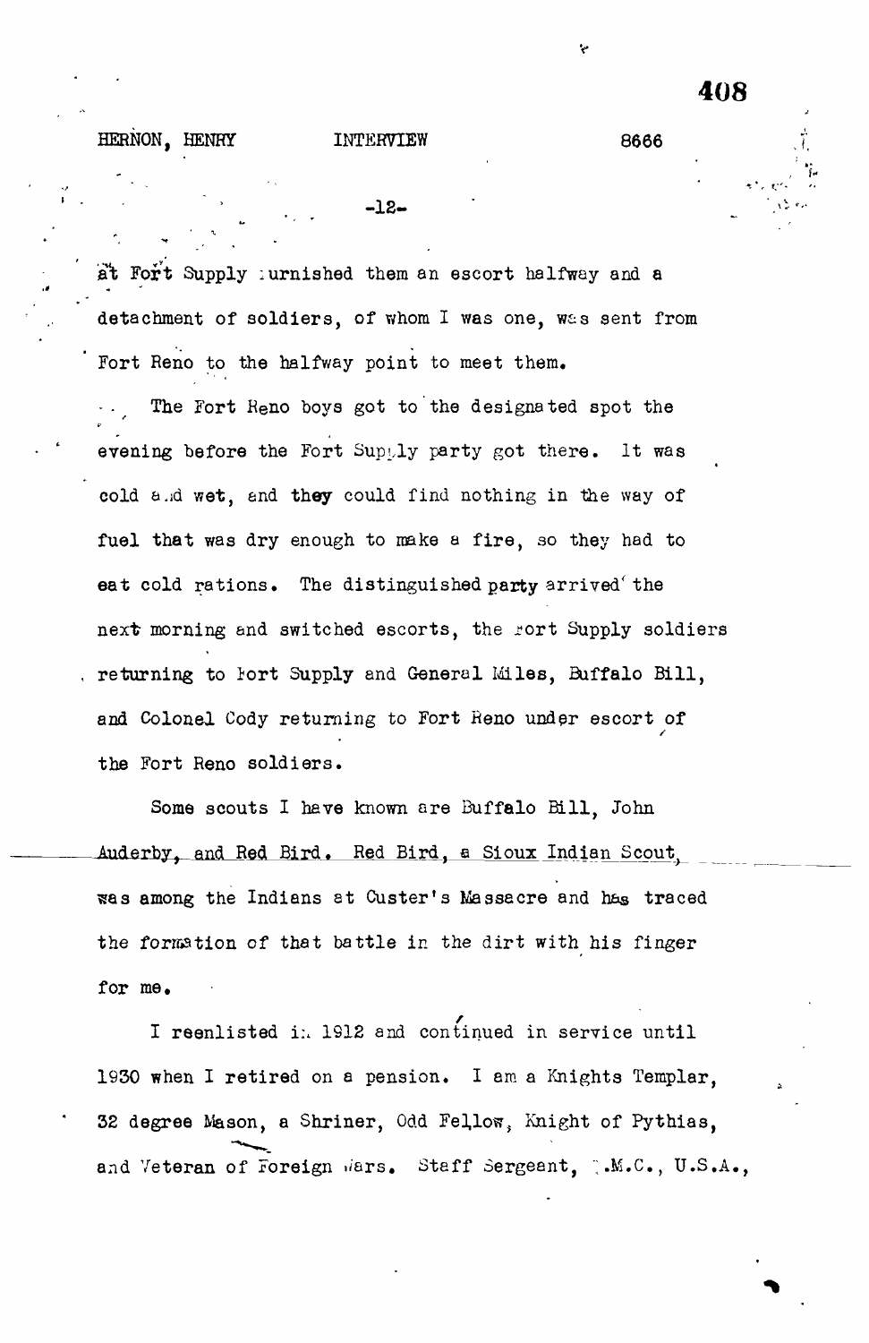at Fort Supply furnished them an escort halfway and a detachment of soldiers, of whom I was one, was sent from Fort Reno to the halfway point to meet them.

The Fort Reno boys got to the designated spot the evening before the Fort Supply party got there. It was cold and wet, and they could find nothing in the way of fuel that was dry enough to make a fire, so they had to eat cold rations. The distinguished party arrived the next morning and switched escorts, the Fort Supply soldiers returning to Fort Supply and General Miles, Buffalo Bill, and Colonel Cody returning to Fort Reno under escort of the Fort Reno soldiers.

Some scouts I have known are Buffalo Bill, John Auderby, and Red Bird. Red Bird, a Sioux Indian Scout, was among the Indians at Custer's Massacre and has traced the formation of that battle in the dirt with his finger for me.

I reenlisted in 1912 and continued in service until 1930 when I retired on a pension. I am a Knights Templar, 32 degree Mason, a Shriner, Odd Fellow, Knight of Pythias, and Veteran of Foreign Wars. Staff Sergeant, Q.M.C., U.S.A.,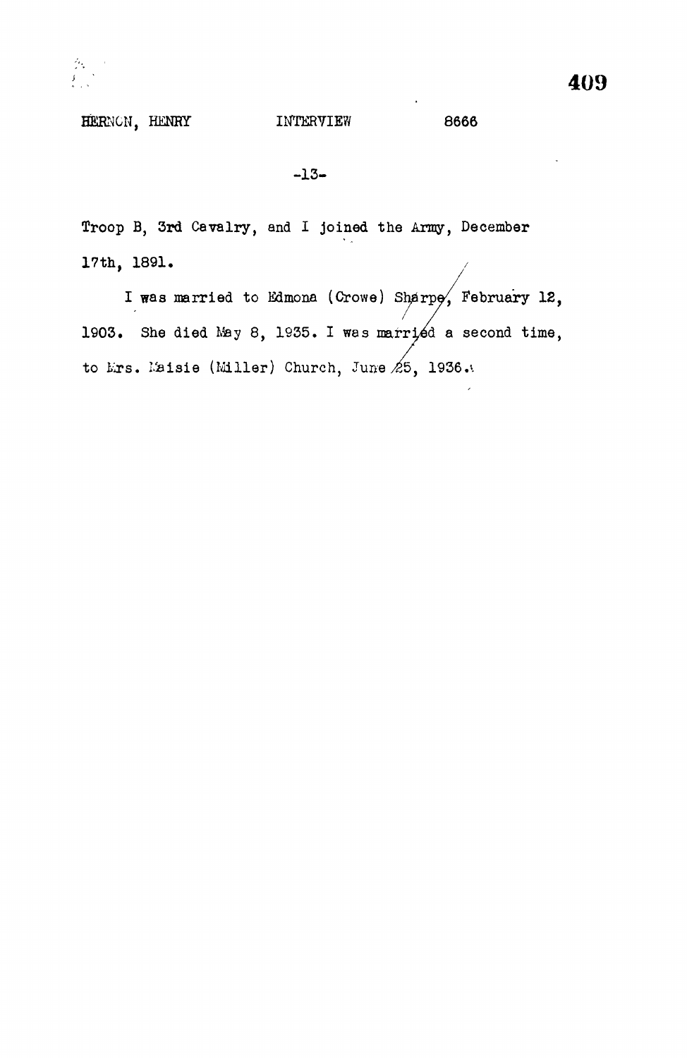Troop B, 3rd Cavalry, and I joined the Army, December 17th, 1891.

I was married to Edmona (Crowe) Sharpe, February 12, 1903. She died May 8, 1935. I was married a second time, to Mrs. Maisie (Miller) Church, June 25, 1936.